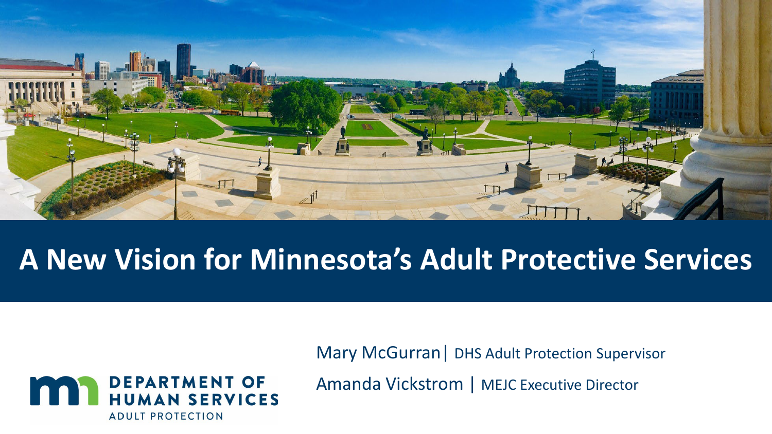# A New Vision for Minnesota's Adult Protective Services

Mary McGurran| DHS Adult Protection Supervisor

Amanda Vickstrom | MEJC Executive Director

DEPARTMENT OF HUMAN SERVICES

ADULT PROTECTION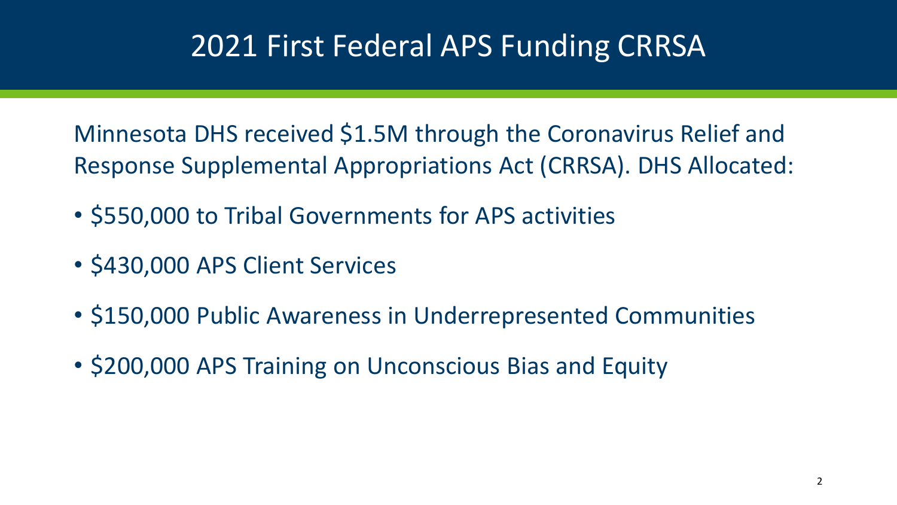# 2021 First Federal APS Funding CRRSA

Minnesota DHS received $1.5M through the Coronavirus Relief and Response Supplemental Appropriations Act (CRRSA). DHS Allocated:

- $550,000 to Tribal Governments for APS activities
- $430,000 APS Client Services
- $150,000 Public Awareness in Underrepresented Communities
- $200,000 APS Training on Unconscious Bias and Equity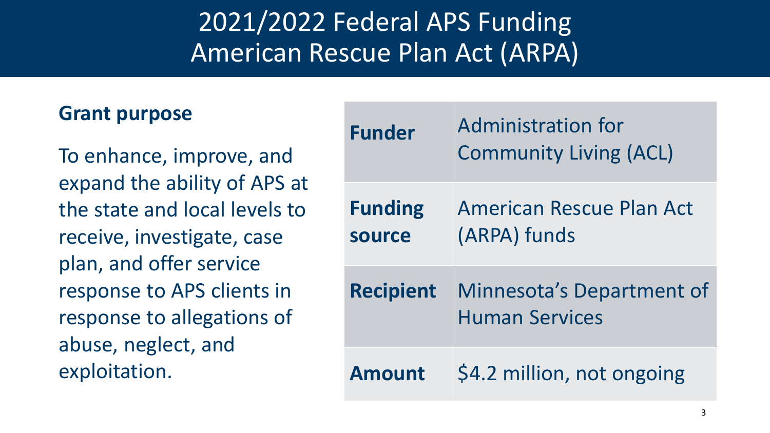# 2021/2022 Federal APS Funding American Rescue Plan Act (ARPA)

**Grant purpose**

To enhance, improve, and expand the ability of APS at the state and local levels to receive, investigate, case plan, and offer service response to APS clients in response to allegations of abuse, neglect, and exploitation.

| | |
|---|---|
| **Funder** | Administration for Community Living (ACL) |
| **Funding source** | American Rescue Plan Act (ARPA) funds |
| **Recipient** | Minnesota's Department of Human Services |
| **Amount** | $4.2 million, not ongoing |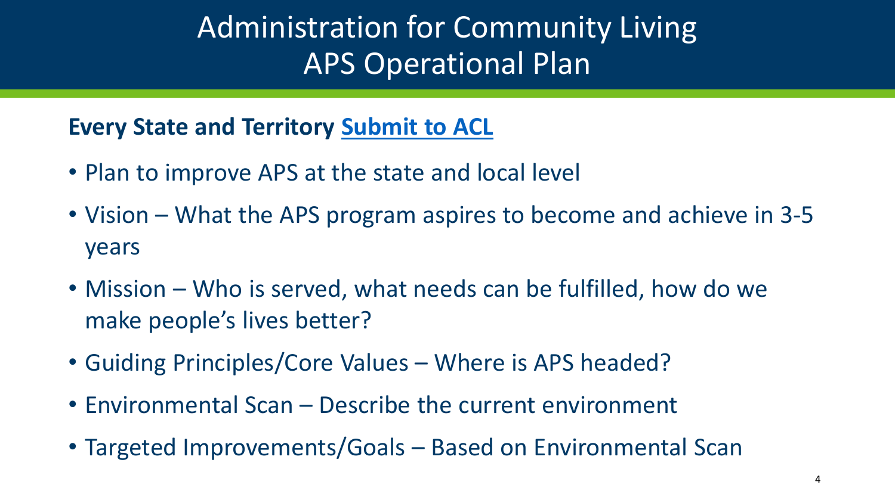# Administration for Community Living APS Operational Plan

**Every State and Territory Submit to ACL**

- Plan to improve APS at the state and local level
- Vision – What the APS program aspires to become and achieve in 3-5 years
- Mission – Who is served, what needs can be fulfilled, how do we make people's lives better?
- Guiding Principles/Core Values – Where is APS headed?
- Environmental Scan – Describe the current environment
- Targeted Improvements/Goals – Based on Environmental Scan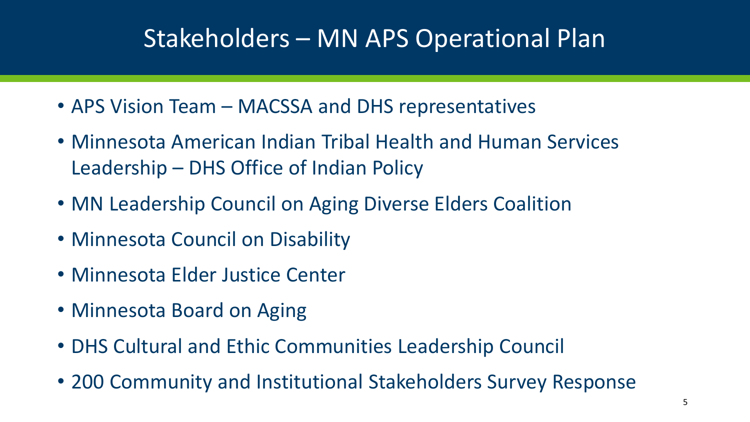# Stakeholders – MN APS Operational Plan

- APS Vision Team – MACSSA and DHS representatives
- Minnesota American Indian Tribal Health and Human Services Leadership – DHS Office of Indian Policy
- MN Leadership Council on Aging Diverse Elders Coalition
- Minnesota Council on Disability
- Minnesota Elder Justice Center
- Minnesota Board on Aging
- DHS Cultural and Ethic Communities Leadership Council
- 200 Community and Institutional Stakeholders Survey Response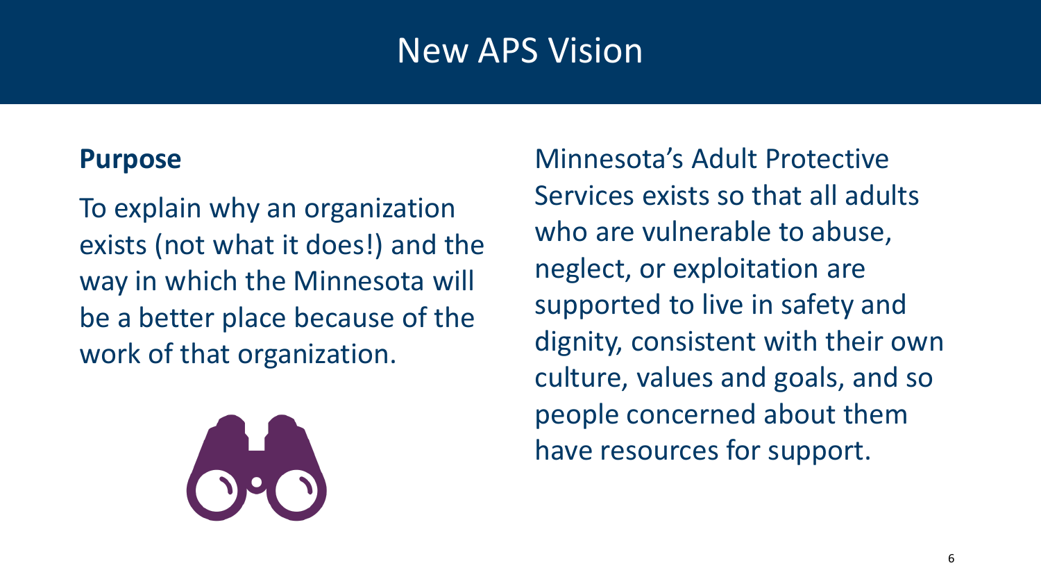# New APS Vision

**Purpose**

To explain why an organization exists (not what it does!) and the way in which the Minnesota will be a better place because of the work of that organization.

Minnesota's Adult Protective Services exists so that all adults who are vulnerable to abuse, neglect, or exploitation are supported to live in safety and dignity, consistent with their own culture, values and goals, and so people concerned about them have resources for support.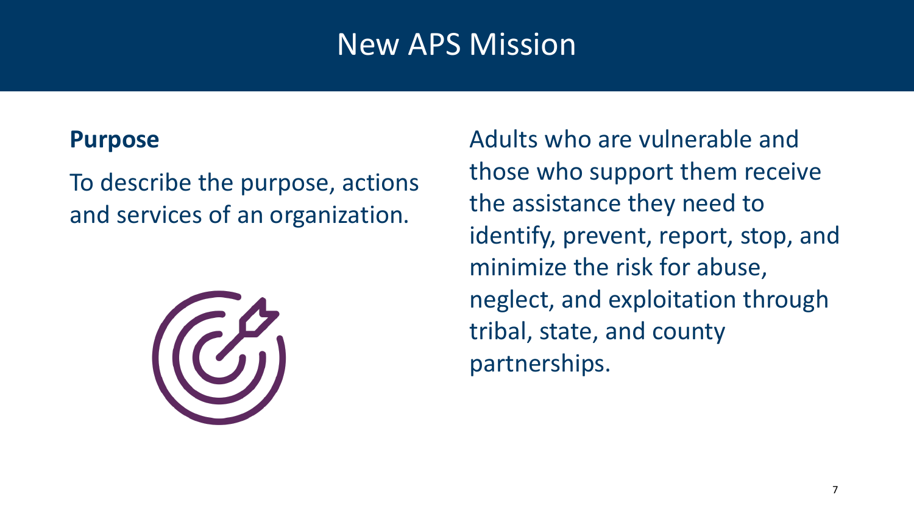# New APS Mission

**Purpose**

To describe the purpose, actions and services of an organization.

Adults who are vulnerable and those who support them receive the assistance they need to identify, prevent, report, stop, and minimize the risk for abuse, neglect, and exploitation through tribal, state, and county partnerships.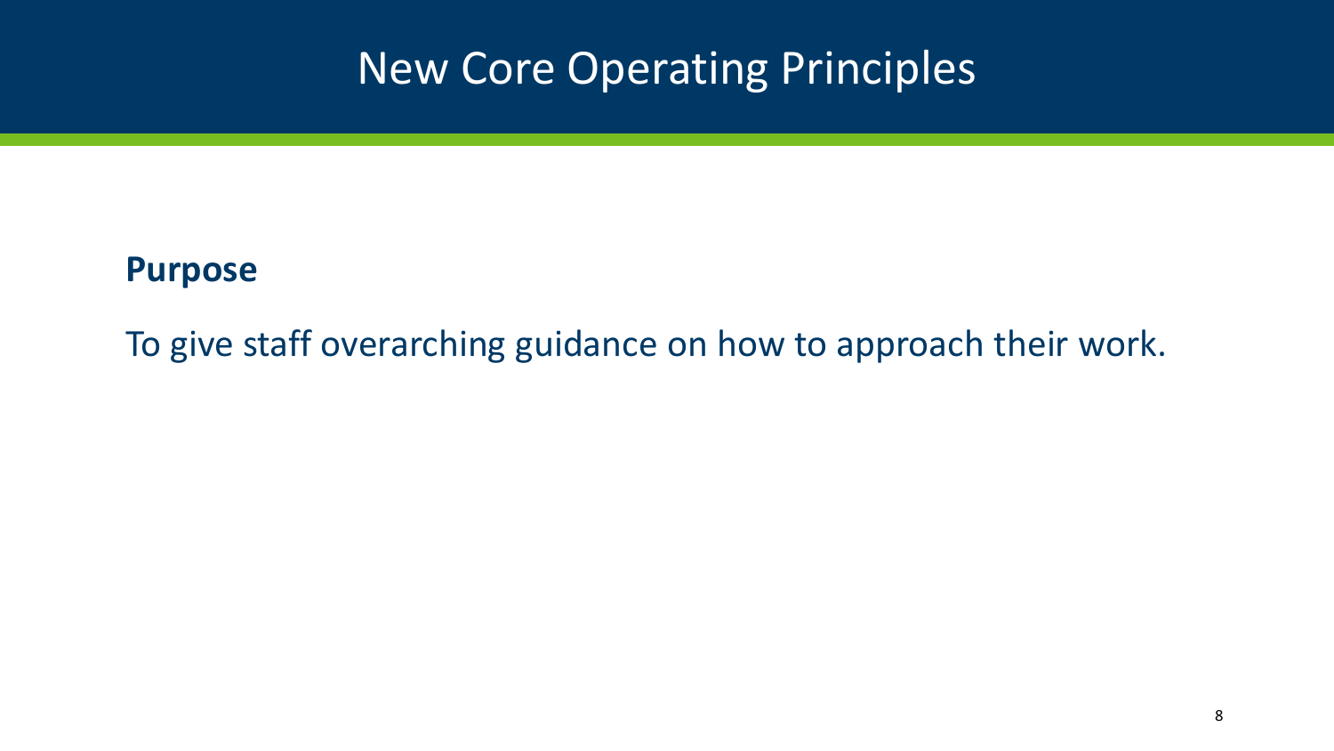# New Core Operating Principles

**Purpose**

To give staff overarching guidance on how to approach their work.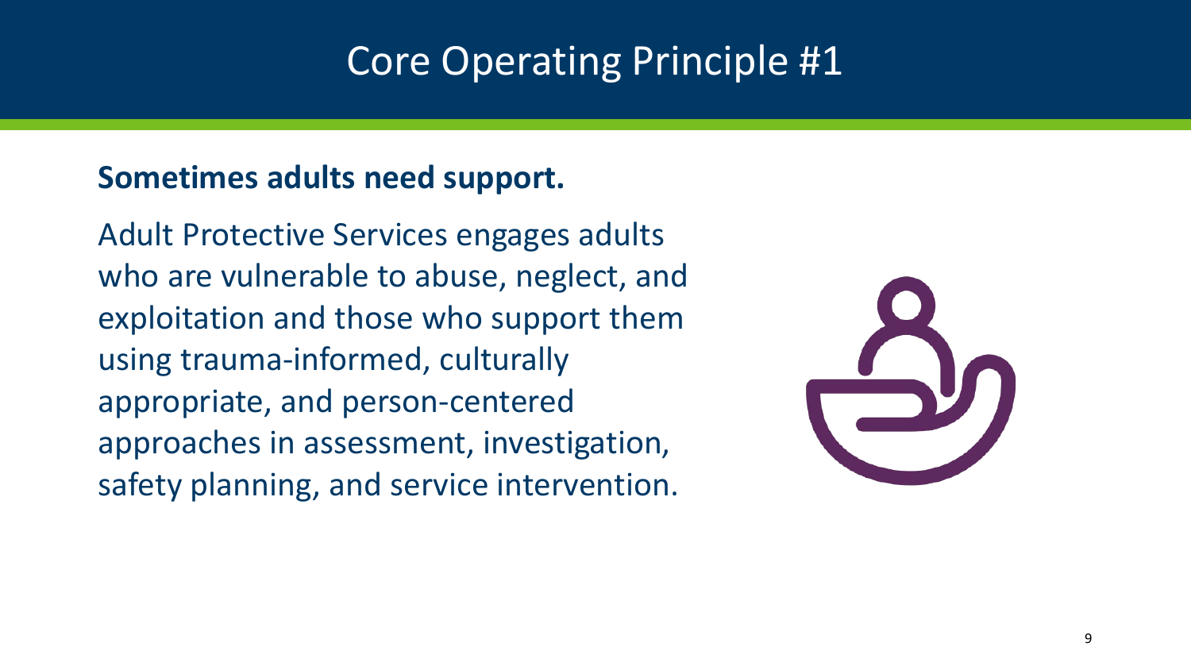# Core Operating Principle #1

**Sometimes adults need support.**

Adult Protective Services engages adults who are vulnerable to abuse, neglect, and exploitation and those who support them using trauma-informed, culturally appropriate, and person-centered approaches in assessment, investigation, safety planning, and service intervention.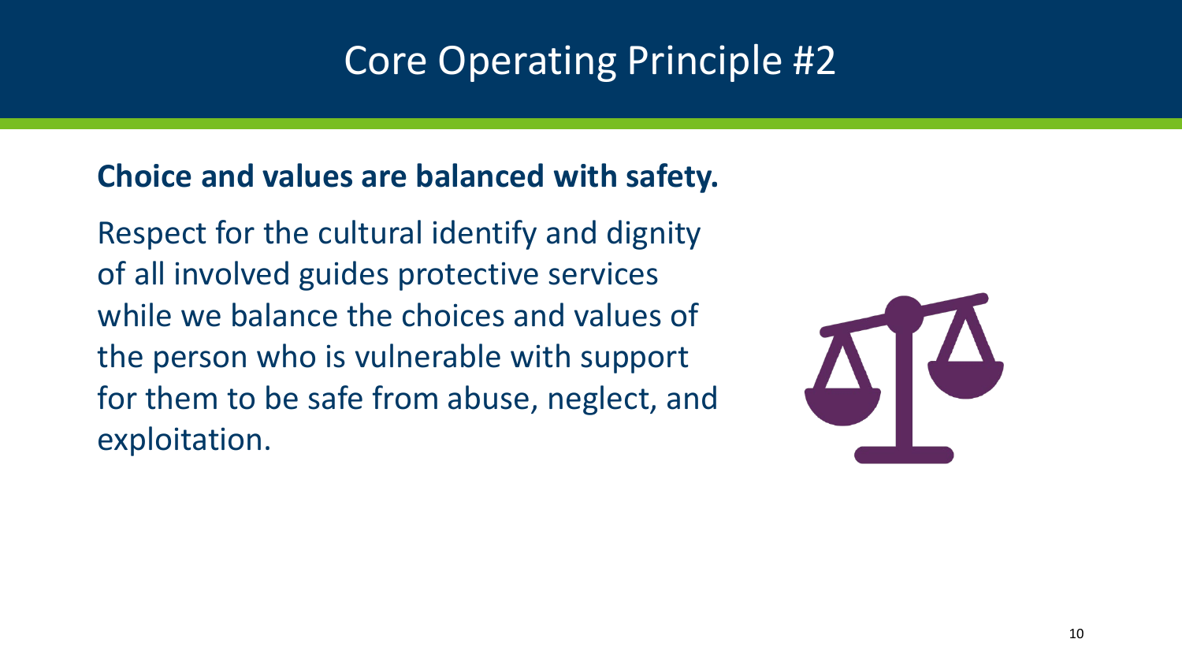# Core Operating Principle #2

**Choice and values are balanced with safety.**

Respect for the cultural identify and dignity of all involved guides protective services while we balance the choices and values of the person who is vulnerable with support for them to be safe from abuse, neglect, and exploitation.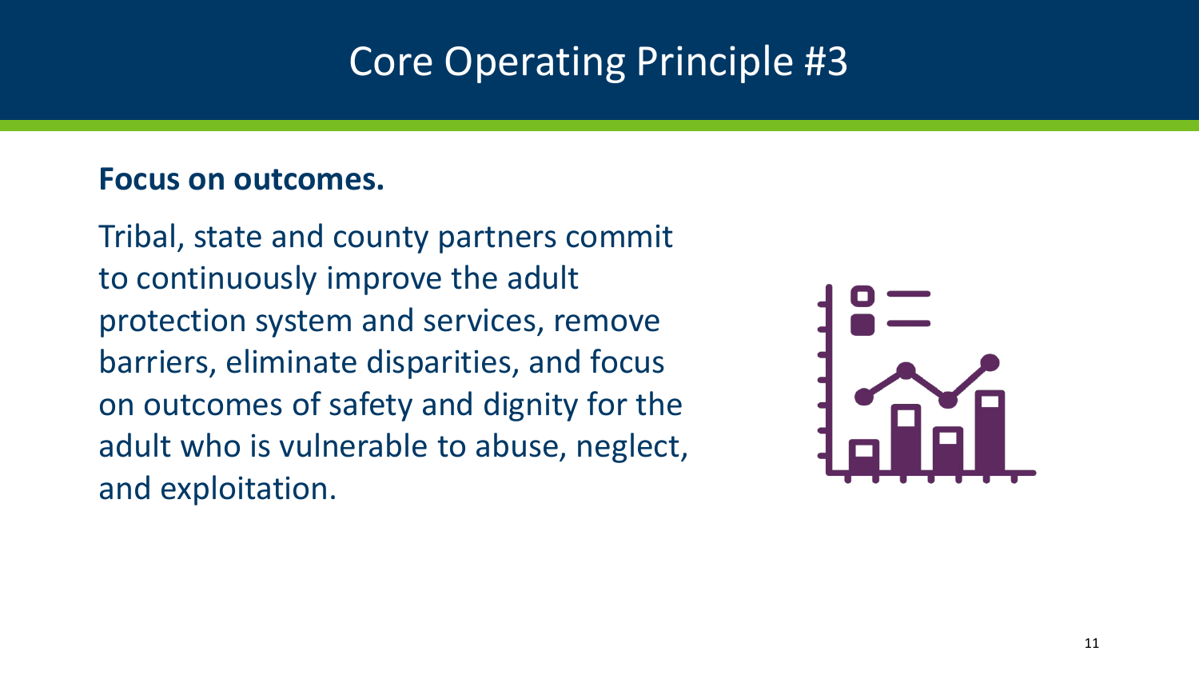# Core Operating Principle #3

**Focus on outcomes.**

Tribal, state and county partners commit to continuously improve the adult protection system and services, remove barriers, eliminate disparities, and focus on outcomes of safety and dignity for the adult who is vulnerable to abuse, neglect, and exploitation.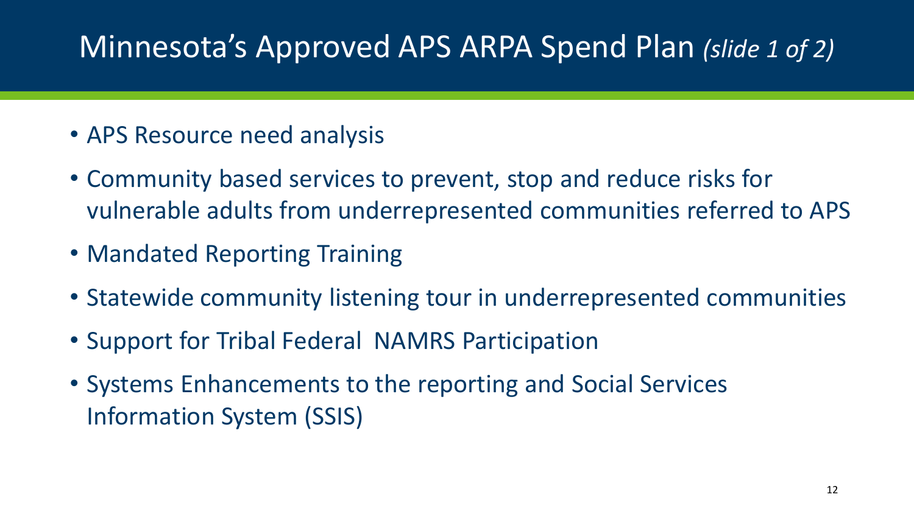# Minnesota's Approved APS ARPA Spend Plan *(slide 1 of 2)*

- APS Resource need analysis
- Community based services to prevent, stop and reduce risks for vulnerable adults from underrepresented communities referred to APS
- Mandated Reporting Training
- Statewide community listening tour in underrepresented communities
- Support for Tribal Federal NAMRS Participation
- Systems Enhancements to the reporting and Social Services Information System (SSIS)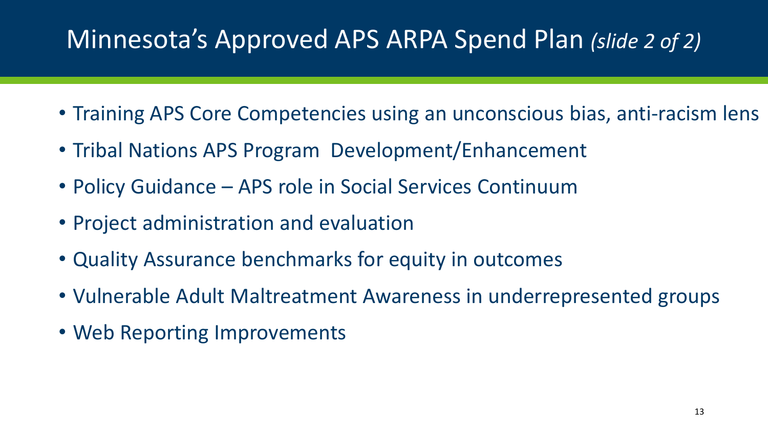# Minnesota's Approved APS ARPA Spend Plan *(slide 2 of 2)*

- Training APS Core Competencies using an unconscious bias, anti-racism lens
- Tribal Nations APS Program Development/Enhancement
- Policy Guidance – APS role in Social Services Continuum
- Project administration and evaluation
- Quality Assurance benchmarks for equity in outcomes
- Vulnerable Adult Maltreatment Awareness in underrepresented groups
- Web Reporting Improvements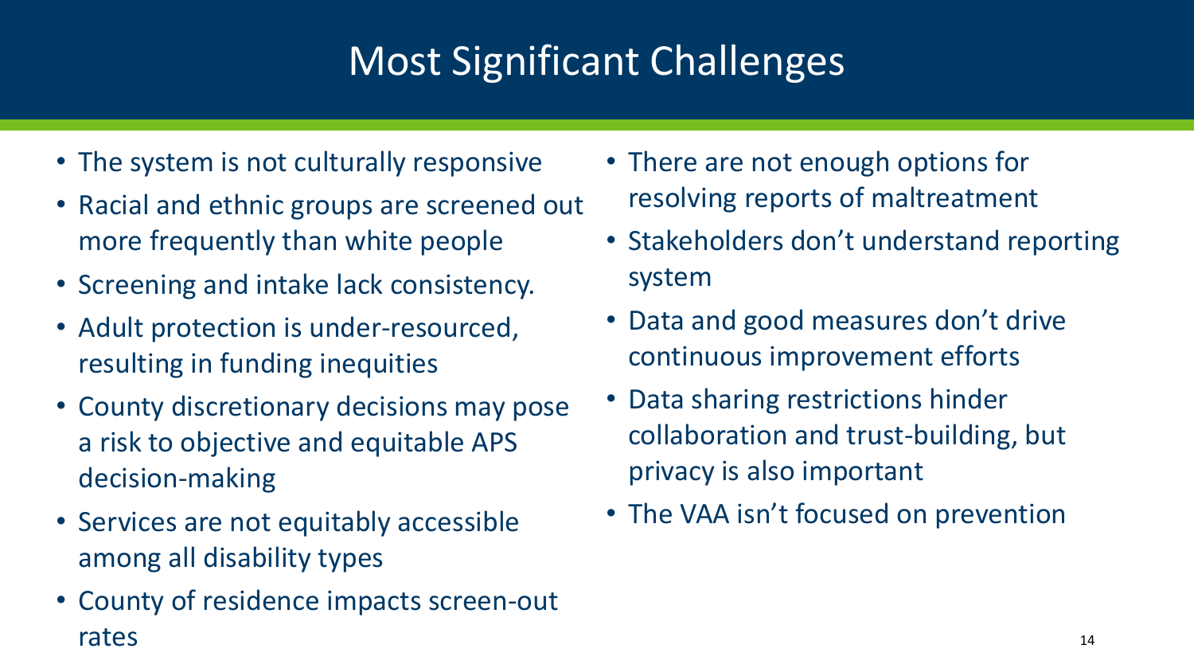# Most Significant Challenges

- The system is not culturally responsive
- Racial and ethnic groups are screened out more frequently than white people
- Screening and intake lack consistency.
- Adult protection is under-resourced, resulting in funding inequities
- County discretionary decisions may pose a risk to objective and equitable APS decision-making
- Services are not equitably accessible among all disability types
- County of residence impacts screen-out rates
- There are not enough options for resolving reports of maltreatment
- Stakeholders don't understand reporting system
- Data and good measures don't drive continuous improvement efforts
- Data sharing restrictions hinder collaboration and trust-building, but privacy is also important
- The VAA isn't focused on prevention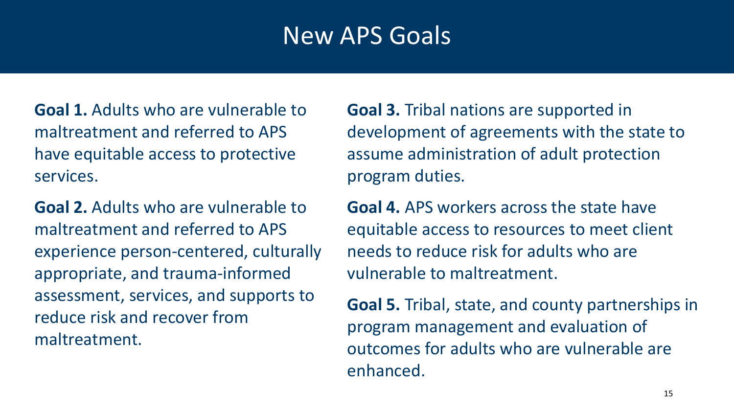# New APS Goals

**Goal 1.** Adults who are vulnerable to maltreatment and referred to APS have equitable access to protective services.

**Goal 2.** Adults who are vulnerable to maltreatment and referred to APS experience person-centered, culturally appropriate, and trauma-informed assessment, services, and supports to reduce risk and recover from maltreatment.

**Goal 3.** Tribal nations are supported in development of agreements with the state to assume administration of adult protection program duties.

**Goal 4.** APS workers across the state have equitable access to resources to meet client needs to reduce risk for adults who are vulnerable to maltreatment.

**Goal 5.** Tribal, state, and county partnerships in program management and evaluation of outcomes for adults who are vulnerable are enhanced.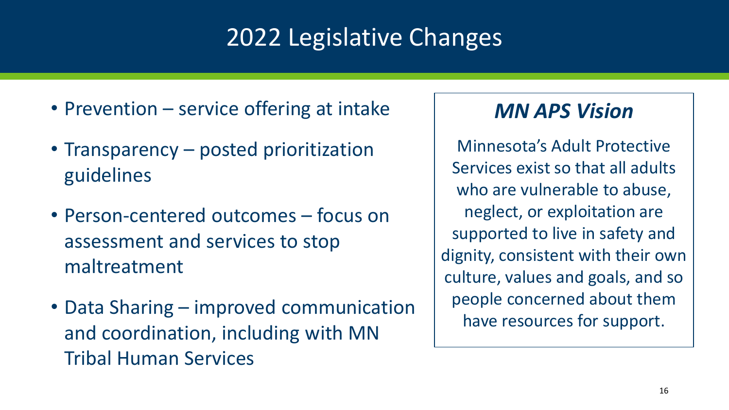# 2022 Legislative Changes

- Prevention – service offering at intake
- Transparency – posted prioritization guidelines
- Person-centered outcomes – focus on assessment and services to stop maltreatment
- Data Sharing – improved communication and coordination, including with MN Tribal Human Services

## *MN APS Vision*

Minnesota's Adult Protective Services exist so that all adults who are vulnerable to abuse, neglect, or exploitation are supported to live in safety and dignity, consistent with their own culture, values and goals, and so people concerned about them have resources for support.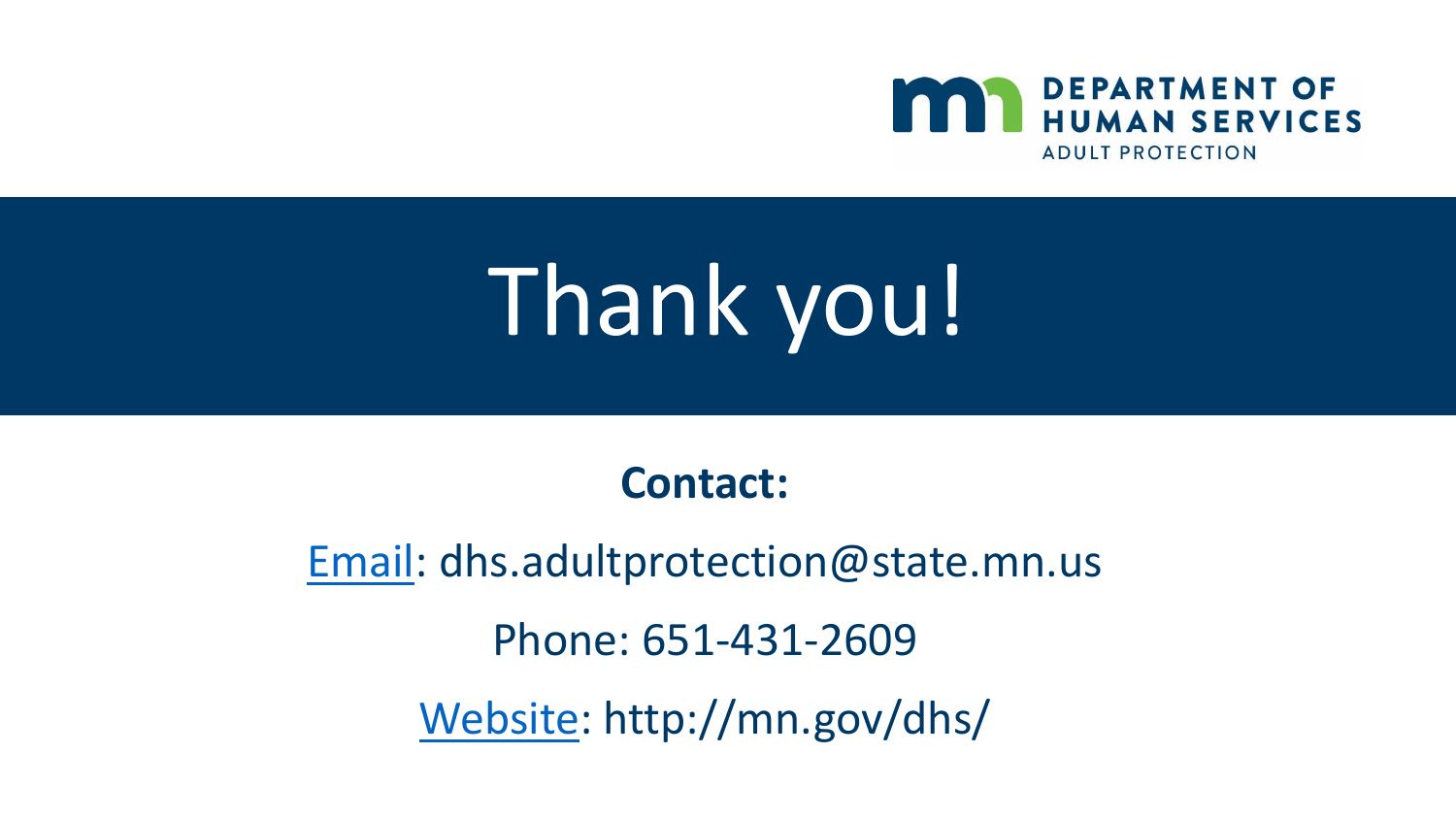DEPARTMENT OF HUMAN SERVICES

ADULT PROTECTION

# Thank you!

**Contact:**

Email: dhs.adultprotection@state.mn.us

Phone: 651-431-2609

Website: http://mn.gov/dhs/